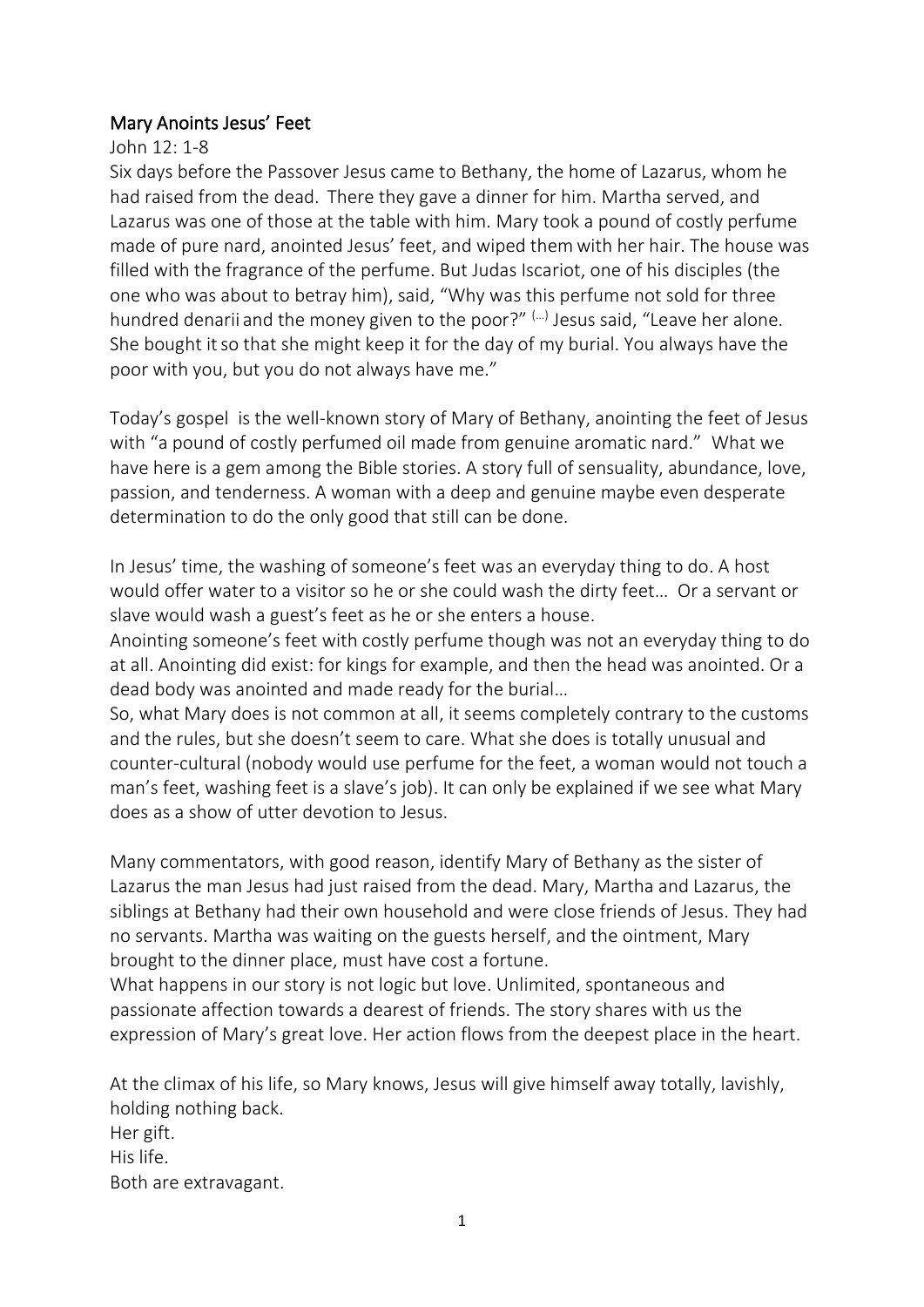## Mary Anoints Jesus' Feet

John 12: 1-8

Six days before the Passover Jesus came to Bethany, the home of Lazarus, whom he had raised from the dead. There they gave a dinner for him. Martha served, and Lazarus was one of those at the table with him. Mary took a pound of costly perfume made of pure nard, anointed Jesus' feet, and wiped them with her hair. The house was filled with the fragrance of the perfume. But Judas Iscariot, one of his disciples (the one who was about to betray him), said, "Why was this perfume not sold for three hundred denarii and the money given to the poor?" (…) Jesus said, "Leave her alone. She bought it so that she might keep it for the day of my burial. You always have the poor with you, but you do not always have me."

Today's gospel is the well-known story of Mary of Bethany, anointing the feet of Jesus with "a pound of costly perfumed oil made from genuine aromatic nard." What we have here is a gem among the Bible stories. A story full of sensuality, abundance, love, passion, and tenderness. A woman with a deep and genuine maybe even desperate determination to do the only good that still can be done.

In Jesus' time, the washing of someone's feet was an everyday thing to do. A host would offer water to a visitor so he or she could wash the dirty feet… Or a servant or slave would wash a guest's feet as he or she enters a house.
Anointing someone's feet with costly perfume though was not an everyday thing to do at all. Anointing did exist: for kings for example, and then the head was anointed. Or a dead body was anointed and made ready for the burial…
So, what Mary does is not common at all, it seems completely contrary to the customs and the rules, but she doesn't seem to care. What she does is totally unusual and counter-cultural (nobody would use perfume for the feet, a woman would not touch a man's feet, washing feet is a slave's job). It can only be explained if we see what Mary does as a show of utter devotion to Jesus.

Many commentators, with good reason, identify Mary of Bethany as the sister of Lazarus the man Jesus had just raised from the dead. Mary, Martha and Lazarus, the siblings at Bethany had their own household and were close friends of Jesus. They had no servants. Martha was waiting on the guests herself, and the ointment, Mary brought to the dinner place, must have cost a fortune.
What happens in our story is not logic but love. Unlimited, spontaneous and passionate affection towards a dearest of friends. The story shares with us the expression of Mary's great love. Her action flows from the deepest place in the heart.

At the climax of his life, so Mary knows, Jesus will give himself away totally, lavishly, holding nothing back.
Her gift.
His life.
Both are extravagant.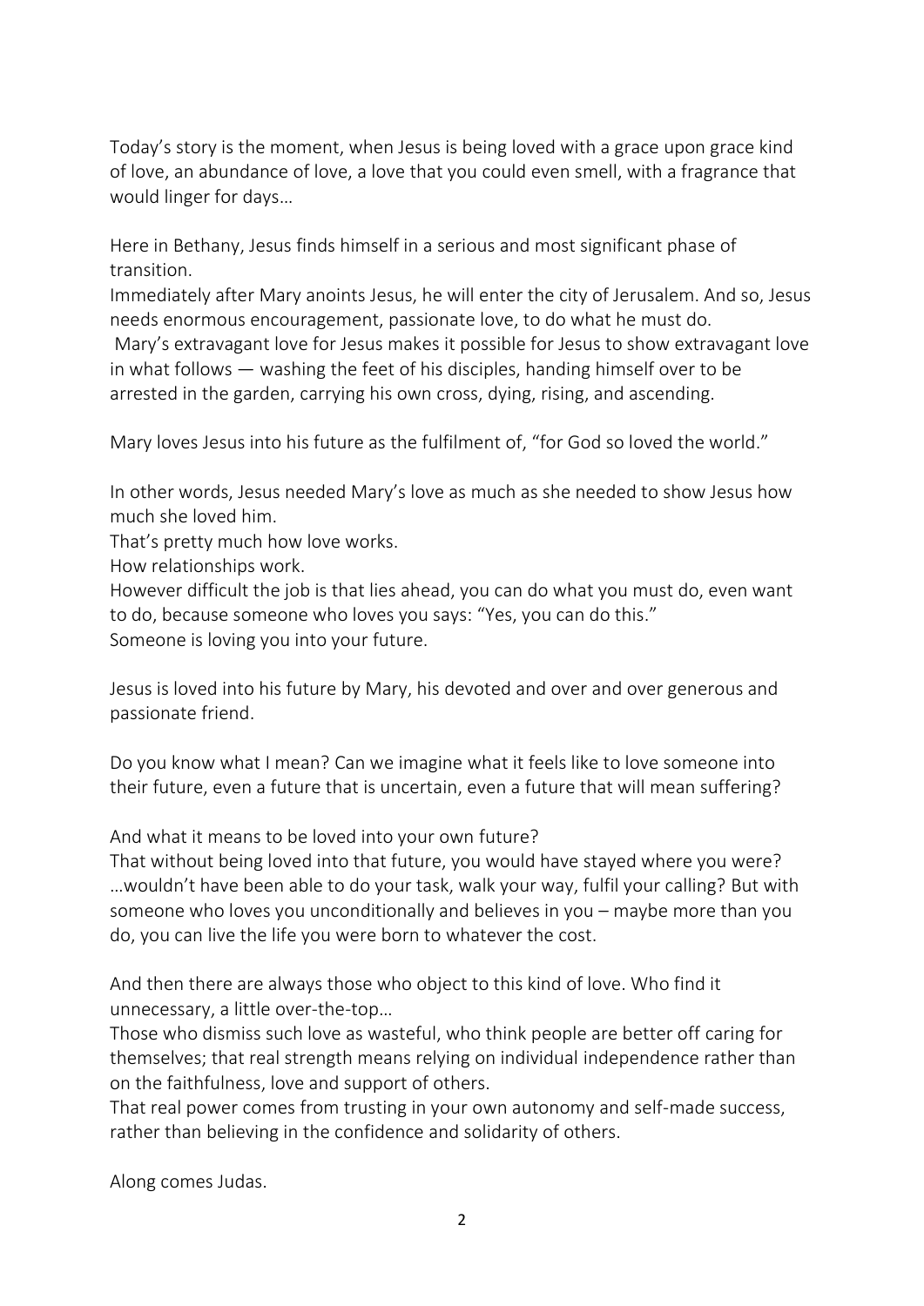Today's story is the moment, when Jesus is being loved with a grace upon grace kind of love, an abundance of love, a love that you could even smell, with a fragrance that would linger for days…

Here in Bethany, Jesus finds himself in a serious and most significant phase of transition.
Immediately after Mary anoints Jesus, he will enter the city of Jerusalem. And so, Jesus needs enormous encouragement, passionate love, to do what he must do.
Mary's extravagant love for Jesus makes it possible for Jesus to show extravagant love in what follows — washing the feet of his disciples, handing himself over to be arrested in the garden, carrying his own cross, dying, rising, and ascending.

Mary loves Jesus into his future as the fulfilment of, "for God so loved the world."

In other words, Jesus needed Mary's love as much as she needed to show Jesus how much she loved him.
That's pretty much how love works.
How relationships work.
However difficult the job is that lies ahead, you can do what you must do, even want to do, because someone who loves you says: "Yes, you can do this."
Someone is loving you into your future.

Jesus is loved into his future by Mary, his devoted and over and over generous and passionate friend.

Do you know what I mean? Can we imagine what it feels like to love someone into their future, even a future that is uncertain, even a future that will mean suffering?

And what it means to be loved into your own future?
That without being loved into that future, you would have stayed where you were? …wouldn't have been able to do your task, walk your way, fulfil your calling? But with someone who loves you unconditionally and believes in you – maybe more than you do, you can live the life you were born to whatever the cost.

And then there are always those who object to this kind of love. Who find it unnecessary, a little over-the-top…
Those who dismiss such love as wasteful, who think people are better off caring for themselves; that real strength means relying on individual independence rather than on the faithfulness, love and support of others.
That real power comes from trusting in your own autonomy and self-made success, rather than believing in the confidence and solidarity of others.

Along comes Judas.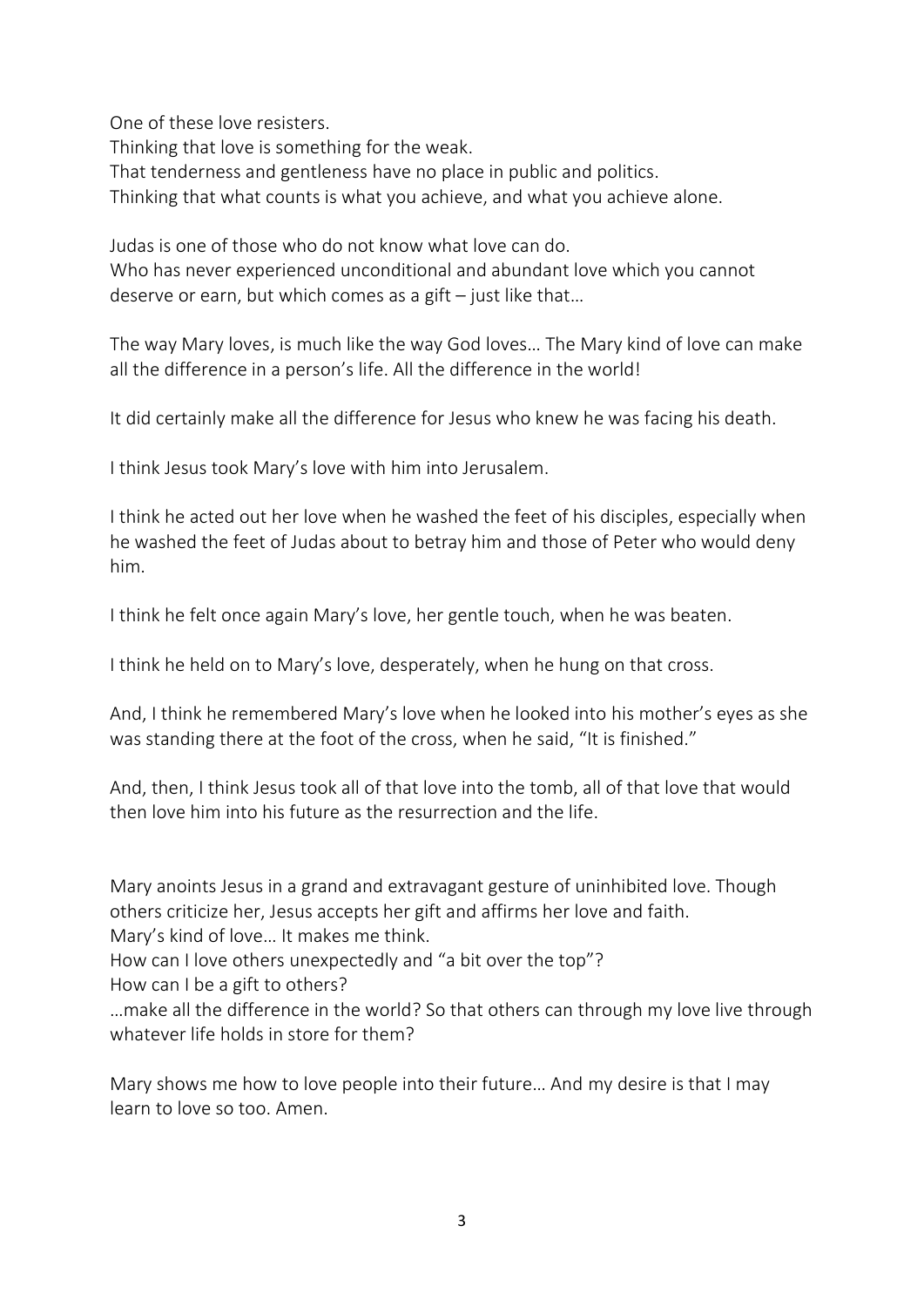One of these love resisters.
Thinking that love is something for the weak.
That tenderness and gentleness have no place in public and politics.
Thinking that what counts is what you achieve, and what you achieve alone.

Judas is one of those who do not know what love can do.
Who has never experienced unconditional and abundant love which you cannot deserve or earn, but which comes as a gift – just like that…

The way Mary loves, is much like the way God loves… The Mary kind of love can make all the difference in a person's life. All the difference in the world!

It did certainly make all the difference for Jesus who knew he was facing his death.

I think Jesus took Mary's love with him into Jerusalem.

I think he acted out her love when he washed the feet of his disciples, especially when he washed the feet of Judas about to betray him and those of Peter who would deny him.

I think he felt once again Mary's love, her gentle touch, when he was beaten.

I think he held on to Mary's love, desperately, when he hung on that cross.

And, I think he remembered Mary's love when he looked into his mother's eyes as she was standing there at the foot of the cross, when he said, "It is finished."

And, then, I think Jesus took all of that love into the tomb, all of that love that would then love him into his future as the resurrection and the life.

Mary anoints Jesus in a grand and extravagant gesture of uninhibited love. Though others criticize her, Jesus accepts her gift and affirms her love and faith.
Mary's kind of love… It makes me think.
How can I love others unexpectedly and "a bit over the top"?
How can I be a gift to others?
…make all the difference in the world? So that others can through my love live through whatever life holds in store for them?

Mary shows me how to love people into their future… And my desire is that I may learn to love so too. Amen.